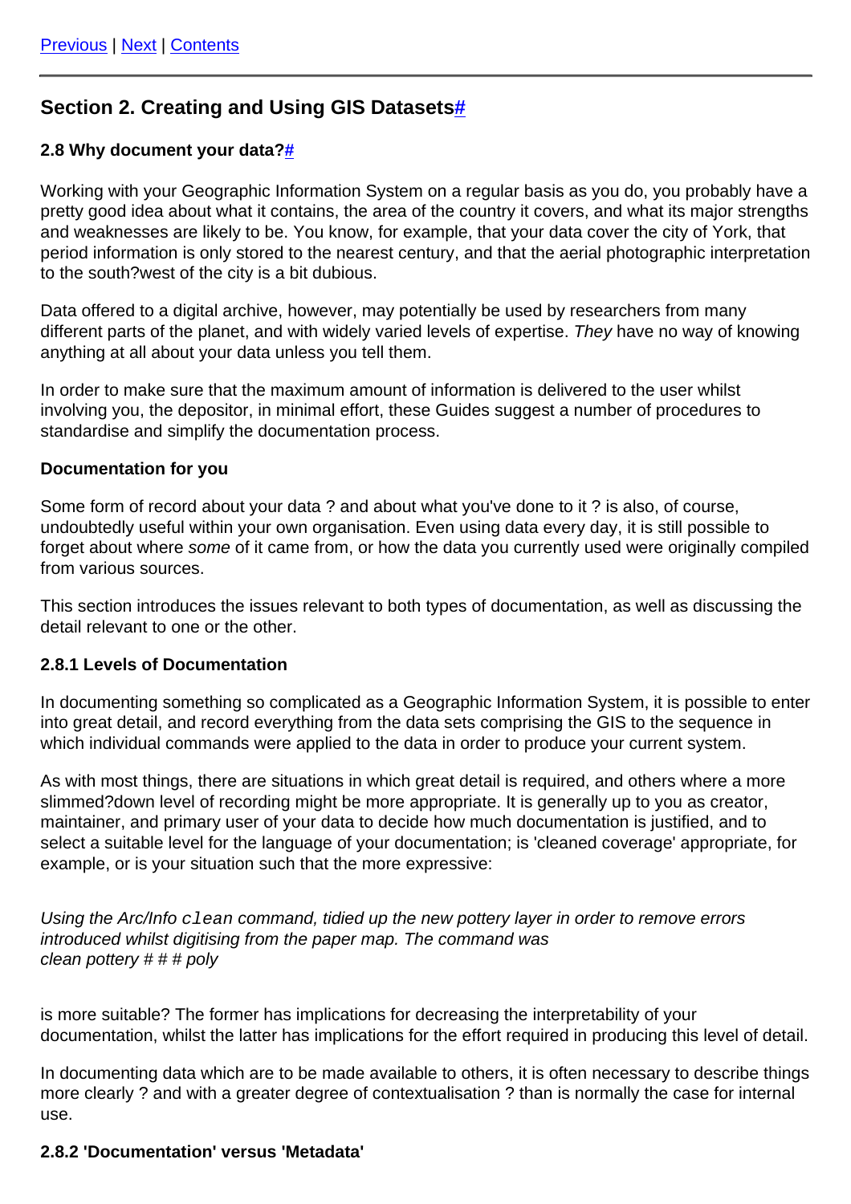Previous | Next | Contents

## Section 2. Creating and Using GIS Datasets#

### 2.8 Why document your data?#

Working with your Geographic Information System on a regular basis as you do, you probably have a pretty good idea about what it contains, the area of the country it covers, and what its major strengths and weaknesses are likely to be. You know, for example, that your data cover the city of York, that period information is only stored to the nearest century, and that the aerial photographic interpretation to the south?west of the city is a bit dubious.

Data offered to a digital archive, however, may potentially be used by researchers from many different parts of the planet, and with widely varied levels of expertise. *They* have no way of knowing anything at all about your data unless you tell them.

In order to make sure that the maximum amount of information is delivered to the user whilst involving you, the depositor, in minimal effort, these Guides suggest a number of procedures to standardise and simplify the documentation process.

**Documentation for you**

Some form of record about your data ? and about what you've done to it ? is also, of course, undoubtedly useful within your own organisation. Even using data every day, it is still possible to forget about where *some* of it came from, or how the data you currently used were originally compiled from various sources.

This section introduces the issues relevant to both types of documentation, as well as discussing the detail relevant to one or the other.

#### 2.8.1 Levels of Documentation

In documenting something so complicated as a Geographic Information System, it is possible to enter into great detail, and record everything from the data sets comprising the GIS to the sequence in which individual commands were applied to the data in order to produce your current system.

As with most things, there are situations in which great detail is required, and others where a more slimmed?down level of recording might be more appropriate. It is generally up to you as creator, maintainer, and primary user of your data to decide how much documentation is justified, and to select a suitable level for the language of your documentation; is 'cleaned coverage' appropriate, for example, or is your situation such that the more expressive:

*Using the Arc/Info `clean` command, tidied up the new pottery layer in order to remove errors introduced whilst digitising from the paper map. The command was*
*clean pottery # # # poly*

is more suitable? The former has implications for decreasing the interpretability of your documentation, whilst the latter has implications for the effort required in producing this level of detail.

In documenting data which are to be made available to others, it is often necessary to describe things more clearly ? and with a greater degree of contextualisation ? than is normally the case for internal use.

#### 2.8.2 'Documentation' versus 'Metadata'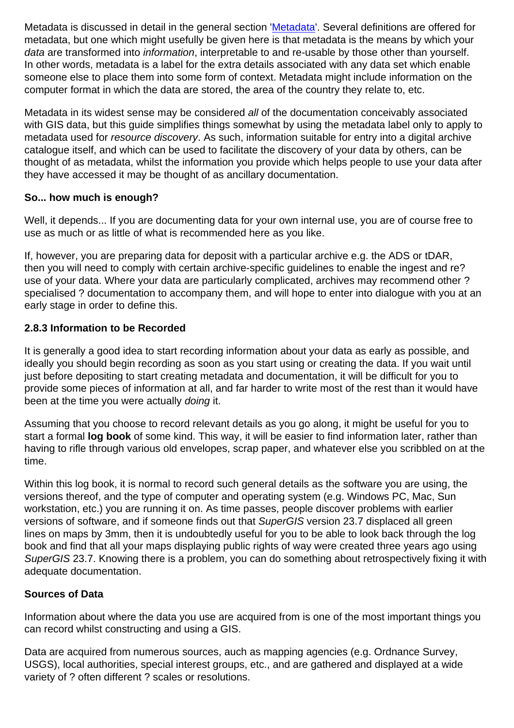Metadata is discussed in detail in the general section 'Metadata'. Several definitions are offered for metadata, but one which might usefully be given here is that metadata is the means by which your *data* are transformed into *information*, interpretable to and re-usable by those other than yourself. In other words, metadata is a label for the extra details associated with any data set which enable someone else to place them into some form of context. Metadata might include information on the computer format in which the data are stored, the area of the country they relate to, etc.

Metadata in its widest sense may be considered *all* of the documentation conceivably associated with GIS data, but this guide simplifies things somewhat by using the metadata label only to apply to metadata used for *resource discovery*. As such, information suitable for entry into a digital archive catalogue itself, and which can be used to facilitate the discovery of your data by others, can be thought of as metadata, whilst the information you provide which helps people to use your data after they have accessed it may be thought of as ancillary documentation.

**So... how much is enough?**

Well, it depends... If you are documenting data for your own internal use, you are of course free to use as much or as little of what is recommended here as you like.

If, however, you are preparing data for deposit with a particular archive e.g. the ADS or tDAR, then you will need to comply with certain archive-specific guidelines to enable the ingest and re?use of your data. Where your data are particularly complicated, archives may recommend other ? specialised ? documentation to accompany them, and will hope to enter into dialogue with you at an early stage in order to define this.

**2.8.3 Information to be Recorded**

It is generally a good idea to start recording information about your data as early as possible, and ideally you should begin recording as soon as you start using or creating the data. If you wait until just before depositing to start creating metadata and documentation, it will be difficult for you to provide some pieces of information at all, and far harder to write most of the rest than it would have been at the time you were actually *doing* it.

Assuming that you choose to record relevant details as you go along, it might be useful for you to start a formal **log book** of some kind. This way, it will be easier to find information later, rather than having to rifle through various old envelopes, scrap paper, and whatever else you scribbled on at the time.

Within this log book, it is normal to record such general details as the software you are using, the versions thereof, and the type of computer and operating system (e.g. Windows PC, Mac, Sun workstation, etc.) you are running it on. As time passes, people discover problems with earlier versions of software, and if someone finds out that *SuperGIS* version 23.7 displaced all green lines on maps by 3mm, then it is undoubtedly useful for you to be able to look back through the log book and find that all your maps displaying public rights of way were created three years ago using *SuperGIS* 23.7. Knowing there is a problem, you can do something about retrospectively fixing it with adequate documentation.

**Sources of Data**

Information about where the data you use are acquired from is one of the most important things you can record whilst constructing and using a GIS.

Data are acquired from numerous sources, auch as mapping agencies (e.g. Ordnance Survey, USGS), local authorities, special interest groups, etc., and are gathered and displayed at a wide variety of ? often different ? scales or resolutions.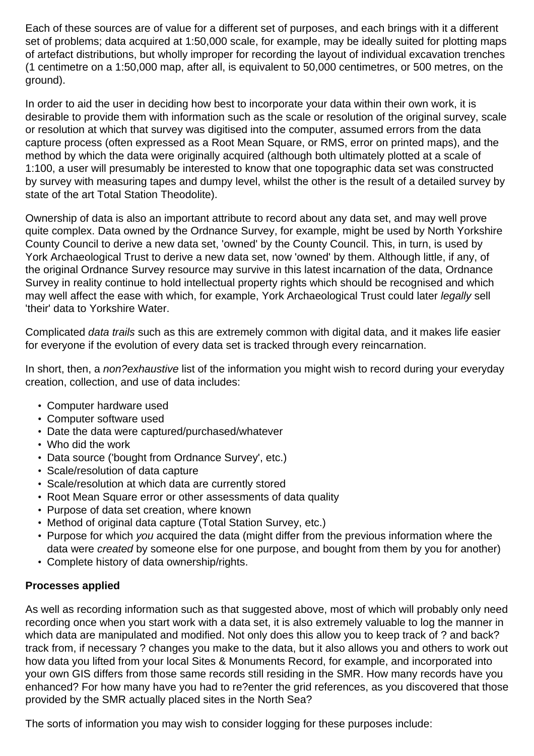Each of these sources are of value for a different set of purposes, and each brings with it a different set of problems; data acquired at 1:50,000 scale, for example, may be ideally suited for plotting maps of artefact distributions, but wholly improper for recording the layout of individual excavation trenches (1 centimetre on a 1:50,000 map, after all, is equivalent to 50,000 centimetres, or 500 metres, on the ground).

In order to aid the user in deciding how best to incorporate your data within their own work, it is desirable to provide them with information such as the scale or resolution of the original survey, scale or resolution at which that survey was digitised into the computer, assumed errors from the data capture process (often expressed as a Root Mean Square, or RMS, error on printed maps), and the method by which the data were originally acquired (although both ultimately plotted at a scale of 1:100, a user will presumably be interested to know that one topographic data set was constructed by survey with measuring tapes and dumpy level, whilst the other is the result of a detailed survey by state of the art Total Station Theodolite).

Ownership of data is also an important attribute to record about any data set, and may well prove quite complex. Data owned by the Ordnance Survey, for example, might be used by North Yorkshire County Council to derive a new data set, 'owned' by the County Council. This, in turn, is used by York Archaeological Trust to derive a new data set, now 'owned' by them. Although little, if any, of the original Ordnance Survey resource may survive in this latest incarnation of the data, Ordnance Survey in reality continue to hold intellectual property rights which should be recognised and which may well affect the ease with which, for example, York Archaeological Trust could later *legally* sell 'their' data to Yorkshire Water.

Complicated *data trails* such as this are extremely common with digital data, and it makes life easier for everyone if the evolution of every data set is tracked through every reincarnation.

In short, then, a *non?exhaustive* list of the information you might wish to record during your everyday creation, collection, and use of data includes:

- Computer hardware used
- Computer software used
- Date the data were captured/purchased/whatever
- Who did the work
- Data source ('bought from Ordnance Survey', etc.)
- Scale/resolution of data capture
- Scale/resolution at which data are currently stored
- Root Mean Square error or other assessments of data quality
- Purpose of data set creation, where known
- Method of original data capture (Total Station Survey, etc.)
- Purpose for which *you* acquired the data (might differ from the previous information where the data were *created* by someone else for one purpose, and bought from them by you for another)
- Complete history of data ownership/rights.

**Processes applied**

As well as recording information such as that suggested above, most of which will probably only need recording once when you start work with a data set, it is also extremely valuable to log the manner in which data are manipulated and modified. Not only does this allow you to keep track of ? and back?track from, if necessary ? changes you make to the data, but it also allows you and others to work out how data you lifted from your local Sites & Monuments Record, for example, and incorporated into your own GIS differs from those same records still residing in the SMR. How many records have you enhanced? For how many have you had to re?enter the grid references, as you discovered that those provided by the SMR actually placed sites in the North Sea?

The sorts of information you may wish to consider logging for these purposes include: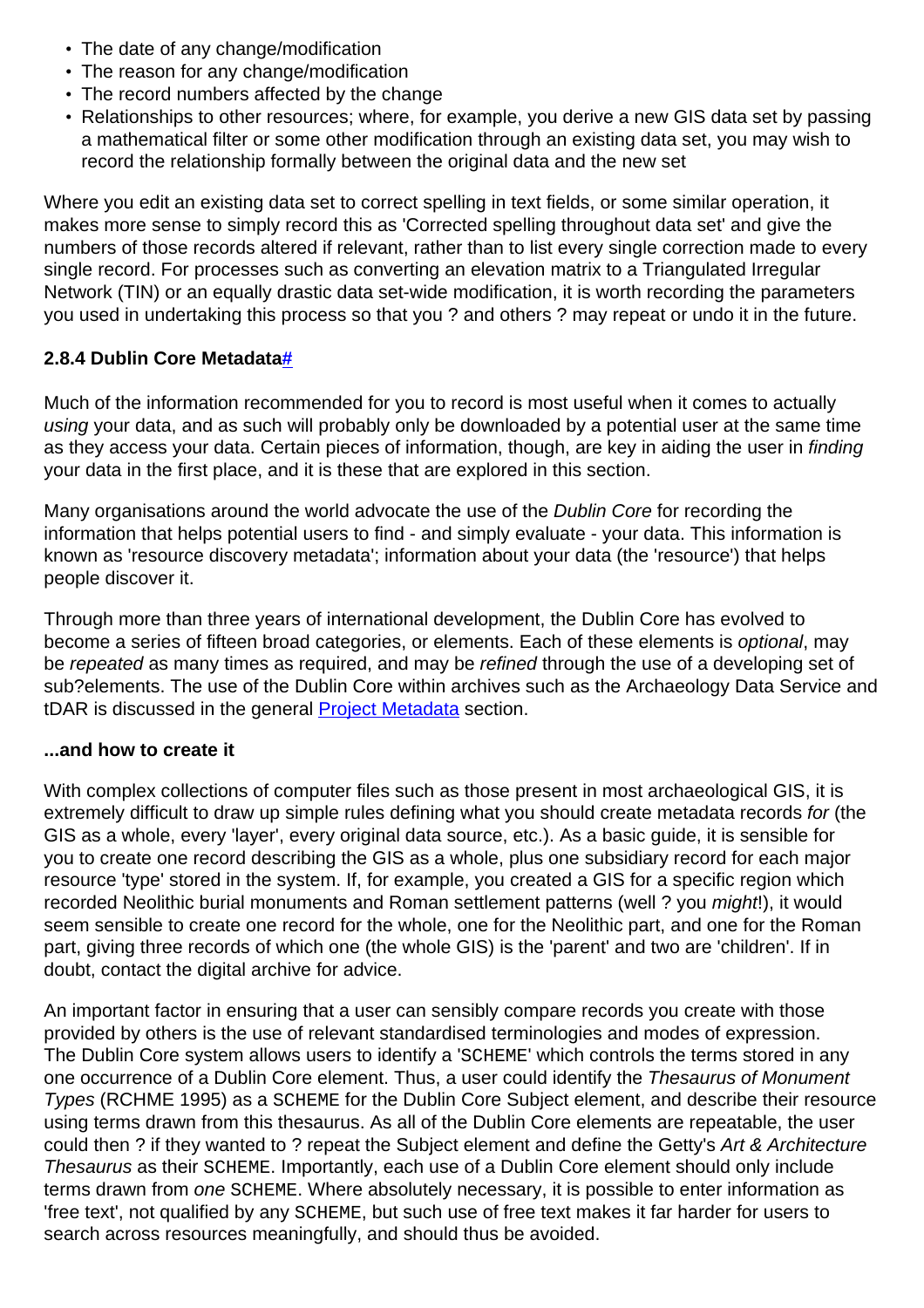- The date of any change/modification
- The reason for any change/modification
- The record numbers affected by the change
- Relationships to other resources; where, for example, you derive a new GIS data set by passing a mathematical filter or some other modification through an existing data set, you may wish to record the relationship formally between the original data and the new set

Where you edit an existing data set to correct spelling in text fields, or some similar operation, it makes more sense to simply record this as 'Corrected spelling throughout data set' and give the numbers of those records altered if relevant, rather than to list every single correction made to every single record. For processes such as converting an elevation matrix to a Triangulated Irregular Network (TIN) or an equally drastic data set-wide modification, it is worth recording the parameters you used in undertaking this process so that you ? and others ? may repeat or undo it in the future.

### 2.8.4 Dublin Core Metadata#

Much of the information recommended for you to record is most useful when it comes to actually *using* your data, and as such will probably only be downloaded by a potential user at the same time as they access your data. Certain pieces of information, though, are key in aiding the user in *finding* your data in the first place, and it is these that are explored in this section.

Many organisations around the world advocate the use of the *Dublin Core* for recording the information that helps potential users to find - and simply evaluate - your data. This information is known as 'resource discovery metadata'; information about your data (the 'resource') that helps people discover it.

Through more than three years of international development, the Dublin Core has evolved to become a series of fifteen broad categories, or elements. Each of these elements is *optional*, may be *repeated* as many times as required, and may be *refined* through the use of a developing set of sub?elements. The use of the Dublin Core within archives such as the Archaeology Data Service and tDAR is discussed in the general Project Metadata section.

**...and how to create it**

With complex collections of computer files such as those present in most archaeological GIS, it is extremely difficult to draw up simple rules defining what you should create metadata records *for* (the GIS as a whole, every 'layer', every original data source, etc.). As a basic guide, it is sensible for you to create one record describing the GIS as a whole, plus one subsidiary record for each major resource 'type' stored in the system. If, for example, you created a GIS for a specific region which recorded Neolithic burial monuments and Roman settlement patterns (well ? you *might*!), it would seem sensible to create one record for the whole, one for the Neolithic part, and one for the Roman part, giving three records of which one (the whole GIS) is the 'parent' and two are 'children'. If in doubt, contact the digital archive for advice.

An important factor in ensuring that a user can sensibly compare records you create with those provided by others is the use of relevant standardised terminologies and modes of expression. The Dublin Core system allows users to identify a 'SCHEME' which controls the terms stored in any one occurrence of a Dublin Core element. Thus, a user could identify the *Thesaurus of Monument Types* (RCHME 1995) as a SCHEME for the Dublin Core Subject element, and describe their resource using terms drawn from this thesaurus. As all of the Dublin Core elements are repeatable, the user could then ? if they wanted to ? repeat the Subject element and define the Getty's *Art & Architecture Thesaurus* as their SCHEME. Importantly, each use of a Dublin Core element should only include terms drawn from *one* SCHEME. Where absolutely necessary, it is possible to enter information as 'free text', not qualified by any SCHEME, but such use of free text makes it far harder for users to search across resources meaningfully, and should thus be avoided.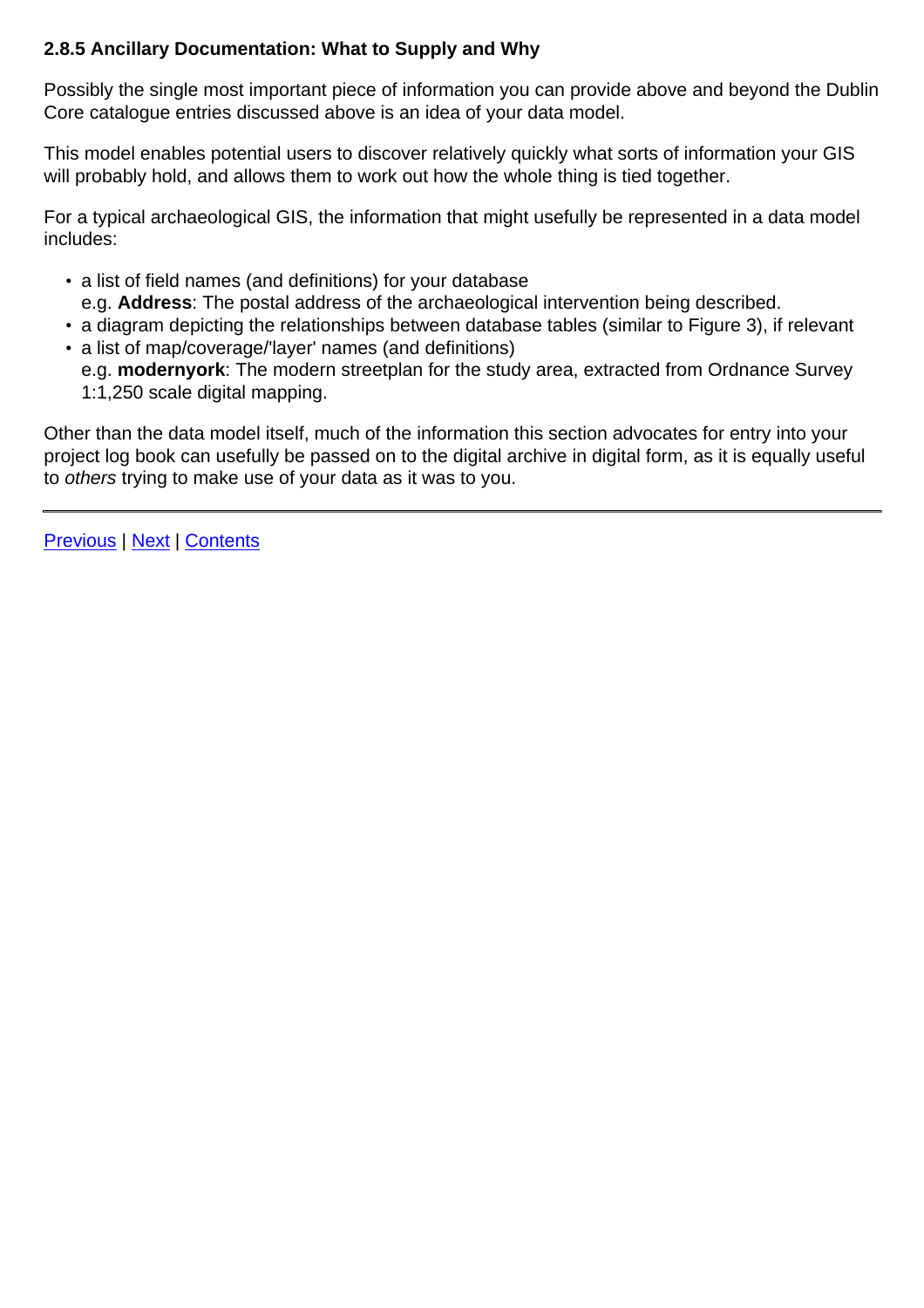### 2.8.5 Ancillary Documentation: What to Supply and Why

Possibly the single most important piece of information you can provide above and beyond the Dublin Core catalogue entries discussed above is an idea of your data model.

This model enables potential users to discover relatively quickly what sorts of information your GIS will probably hold, and allows them to work out how the whole thing is tied together.

For a typical archaeological GIS, the information that might usefully be represented in a data model includes:

- a list of field names (and definitions) for your database
  e.g. **Address**: The postal address of the archaeological intervention being described.
- a diagram depicting the relationships between database tables (similar to Figure 3), if relevant
- a list of map/coverage/'layer' names (and definitions)
  e.g. **modernyork**: The modern streetplan for the study area, extracted from Ordnance Survey 1:1,250 scale digital mapping.

Other than the data model itself, much of the information this section advocates for entry into your project log book can usefully be passed on to the digital archive in digital form, as it is equally useful to *others* trying to make use of your data as it was to you.

---

Previous | Next | Contents